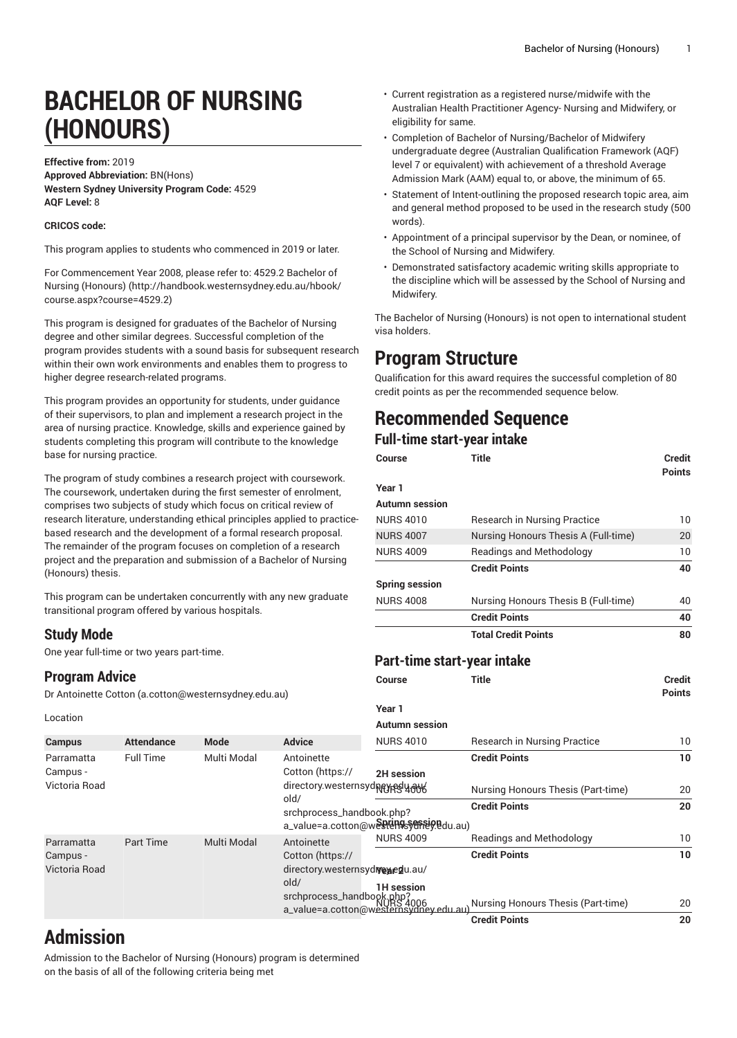# BACHELOR OF NURSING (HONOURS)

**Effective from:** 2019
**Approved Abbreviation:** BN(Hons)
**Western Sydney University Program Code:** 4529
**AQF Level:** 8

**CRICOS code:**

This program applies to students who commenced in 2019 or later.

For Commencement Year 2008, please refer to: 4529.2 Bachelor of Nursing (Honours) (http://handbook.westernsydney.edu.au/hbook/course.aspx?course=4529.2)

This program is designed for graduates of the Bachelor of Nursing degree and other similar degrees. Successful completion of the program provides students with a sound basis for subsequent research within their own work environments and enables them to progress to higher degree research-related programs.

This program provides an opportunity for students, under guidance of their supervisors, to plan and implement a research project in the area of nursing practice. Knowledge, skills and experience gained by students completing this program will contribute to the knowledge base for nursing practice.

The program of study combines a research project with coursework. The coursework, undertaken during the first semester of enrolment, comprises two subjects of study which focus on critical review of research literature, understanding ethical principles applied to practice-based research and the development of a formal research proposal. The remainder of the program focuses on completion of a research project and the preparation and submission of a Bachelor of Nursing (Honours) thesis.

This program can be undertaken concurrently with any new graduate transitional program offered by various hospitals.

## Study Mode

One year full-time or two years part-time.

## Program Advice

Dr Antoinette Cotton (a.cotton@westernsydney.edu.au)

Location

| Campus | Attendance | Mode | Advice |
| --- | --- | --- | --- |
| Parramatta Campus - Victoria Road | Full Time | Multi Modal | Antoinette Cotton (https://directory.westernsydney.edu.au/old/srchprocess_handbook.php?a_value=a.cotton@westernsydney.edu.au) |
| Parramatta Campus - Victoria Road | Part Time | Multi Modal | Antoinette Cotton (https://directory.westernsydney.edu.au/old/srchprocess_handbook.php?a_value=a.cotton@westernsydney.edu.au) |

# Admission

Admission to the Bachelor of Nursing (Honours) program is determined on the basis of all of the following criteria being met

- Current registration as a registered nurse/midwife with the Australian Health Practitioner Agency- Nursing and Midwifery, or eligibility for same.
- Completion of Bachelor of Nursing/Bachelor of Midwifery undergraduate degree (Australian Qualification Framework (AQF) level 7 or equivalent) with achievement of a threshold Average Admission Mark (AAM) equal to, or above, the minimum of 65.
- Statement of Intent-outlining the proposed research topic area, aim and general method proposed to be used in the research study (500 words).
- Appointment of a principal supervisor by the Dean, or nominee, of the School of Nursing and Midwifery.
- Demonstrated satisfactory academic writing skills appropriate to the discipline which will be assessed by the School of Nursing and Midwifery.

The Bachelor of Nursing (Honours) is not open to international student visa holders.

# Program Structure

Qualification for this award requires the successful completion of 80 credit points as per the recommended sequence below.

# Recommended Sequence

## Full-time start-year intake

| Course | Title | Credit Points |
| --- | --- | --- |
| **Year 1** | | |
| **Autumn session** | | |
| NURS 4010 | Research in Nursing Practice | 10 |
| NURS 4007 | Nursing Honours Thesis A (Full-time) | 20 |
| NURS 4009 | Readings and Methodology | 10 |
| | **Credit Points** | **40** |
| **Spring session** | | |
| NURS 4008 | Nursing Honours Thesis B (Full-time) | 40 |
| | **Credit Points** | **40** |
| | **Total Credit Points** | **80** |

## Part-time start-year intake

| Course | Title | Credit Points |
| --- | --- | --- |
| **Year 1** | | |
| **Autumn session** | | |
| NURS 4010 | Research in Nursing Practice | 10 |
| | **Credit Points** | **10** |
| **2H session** | | |
| NURS 4006 | Nursing Honours Thesis (Part-time) | 20 |
| | **Credit Points** | **20** |
| **Spring session** | | |
| NURS 4009 | Readings and Methodology | 10 |
| | **Credit Points** | **10** |
| **Year 2** | | |
| **1H session** | | |
| NURS 4006 | Nursing Honours Thesis (Part-time) | 20 |
| | **Credit Points** | **20** |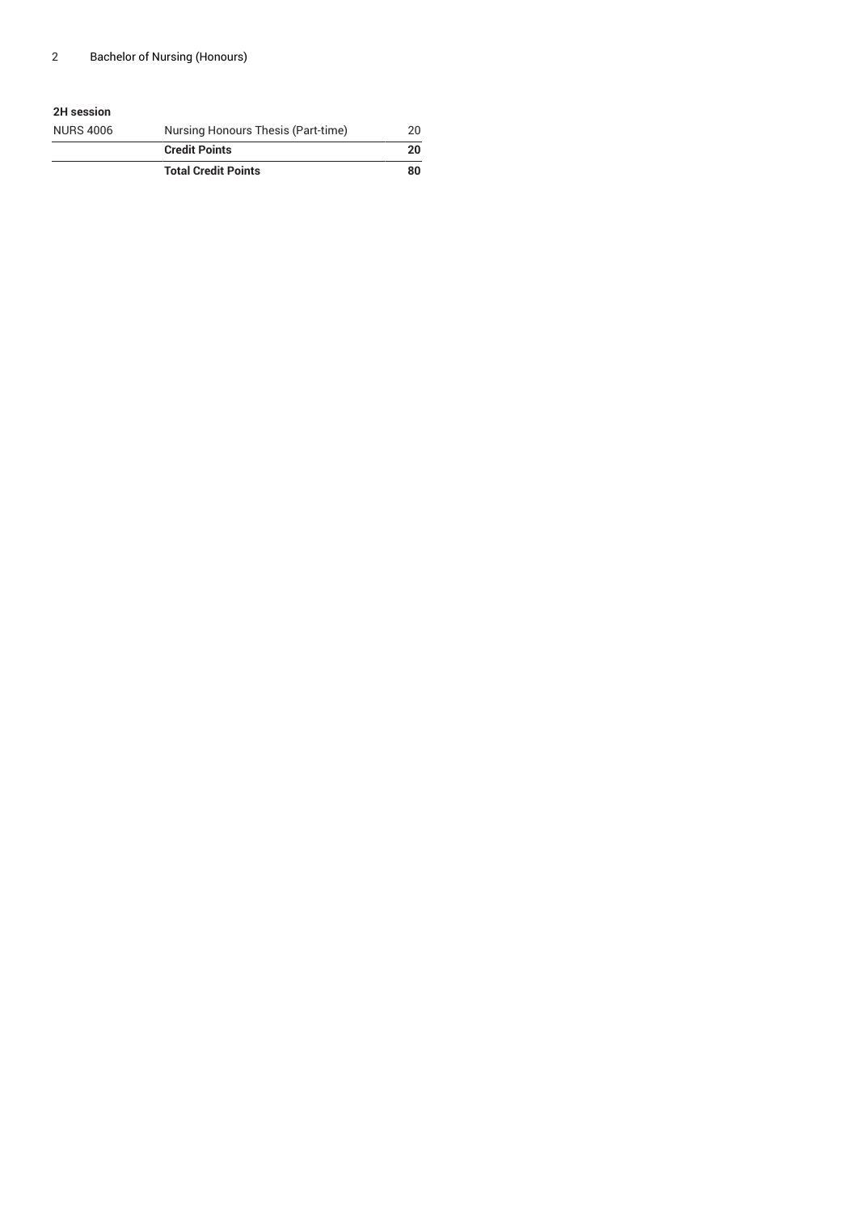| | | |
|---|---|---|
| **2H session** | | |
| NURS 4006 | Nursing Honours Thesis (Part-time) | 20 |
| | **Credit Points** | **20** |
| | **Total Credit Points** | **80** |